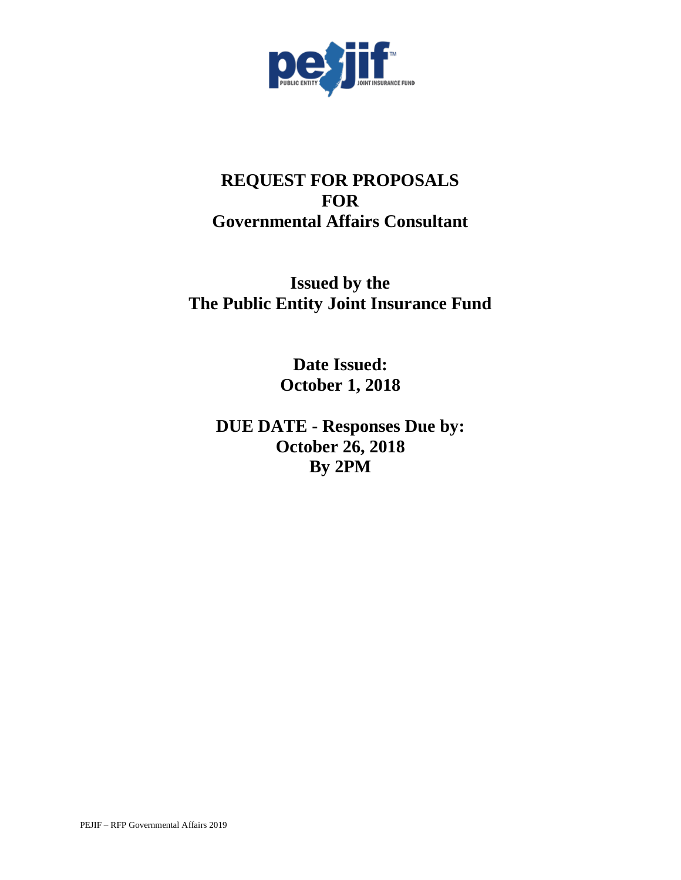# REQUEST FOR PROPOSALS
# FOR
# Governmental Affairs Consultant

## Issued by the
## The Public Entity Joint Insurance Fund

## Date Issued:
## October 1, 2018

## DUE DATE - Responses Due by:
## October 26, 2018
## By 2PM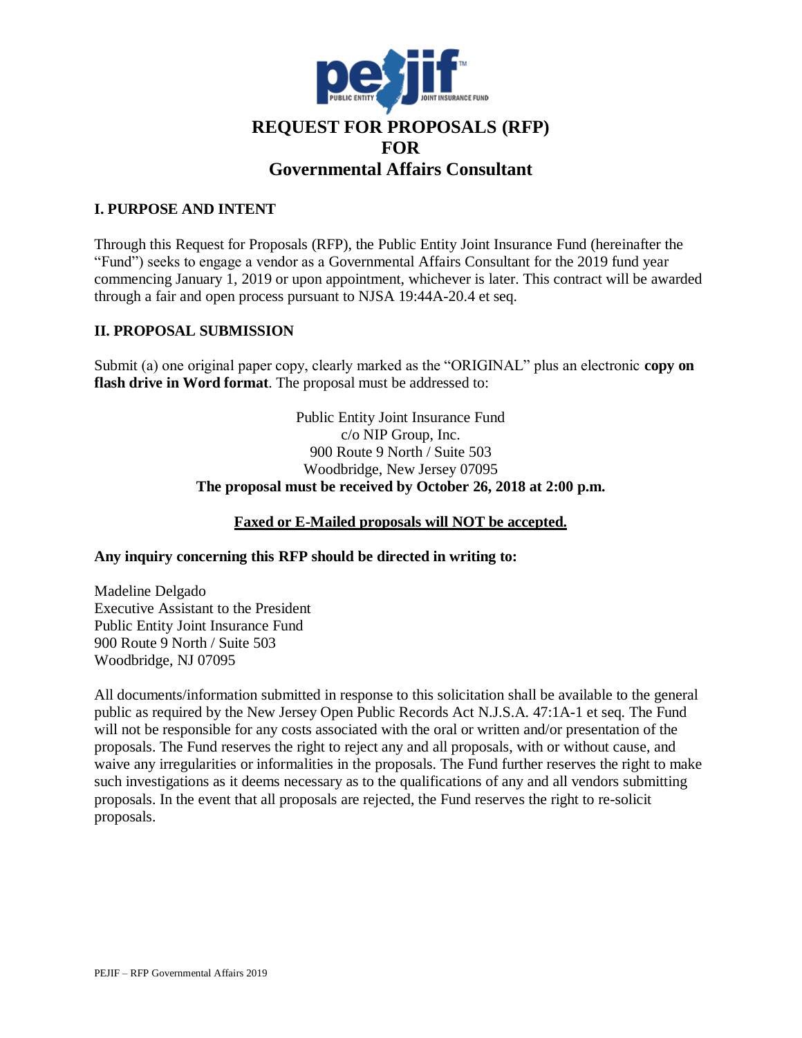# REQUEST FOR PROPOSALS (RFP) FOR Governmental Affairs Consultant

## I. PURPOSE AND INTENT

Through this Request for Proposals (RFP), the Public Entity Joint Insurance Fund (hereinafter the "Fund") seeks to engage a vendor as a Governmental Affairs Consultant for the 2019 fund year commencing January 1, 2019 or upon appointment, whichever is later. This contract will be awarded through a fair and open process pursuant to NJSA 19:44A-20.4 et seq.

## II. PROPOSAL SUBMISSION

Submit (a) one original paper copy, clearly marked as the "ORIGINAL" plus an electronic **copy on flash drive in Word format**. The proposal must be addressed to:

Public Entity Joint Insurance Fund
c/o NIP Group, Inc.
900 Route 9 North / Suite 503
Woodbridge, New Jersey 07095
**The proposal must be received by October 26, 2018 at 2:00 p.m.**

**Faxed or E-Mailed proposals will NOT be accepted.**

**Any inquiry concerning this RFP should be directed in writing to:**

Madeline Delgado
Executive Assistant to the President
Public Entity Joint Insurance Fund
900 Route 9 North / Suite 503
Woodbridge, NJ 07095

All documents/information submitted in response to this solicitation shall be available to the general public as required by the New Jersey Open Public Records Act N.J.S.A. 47:1A-1 et seq. The Fund will not be responsible for any costs associated with the oral or written and/or presentation of the proposals. The Fund reserves the right to reject any and all proposals, with or without cause, and waive any irregularities or informalities in the proposals. The Fund further reserves the right to make such investigations as it deems necessary as to the qualifications of any and all vendors submitting proposals. In the event that all proposals are rejected, the Fund reserves the right to re-solicit proposals.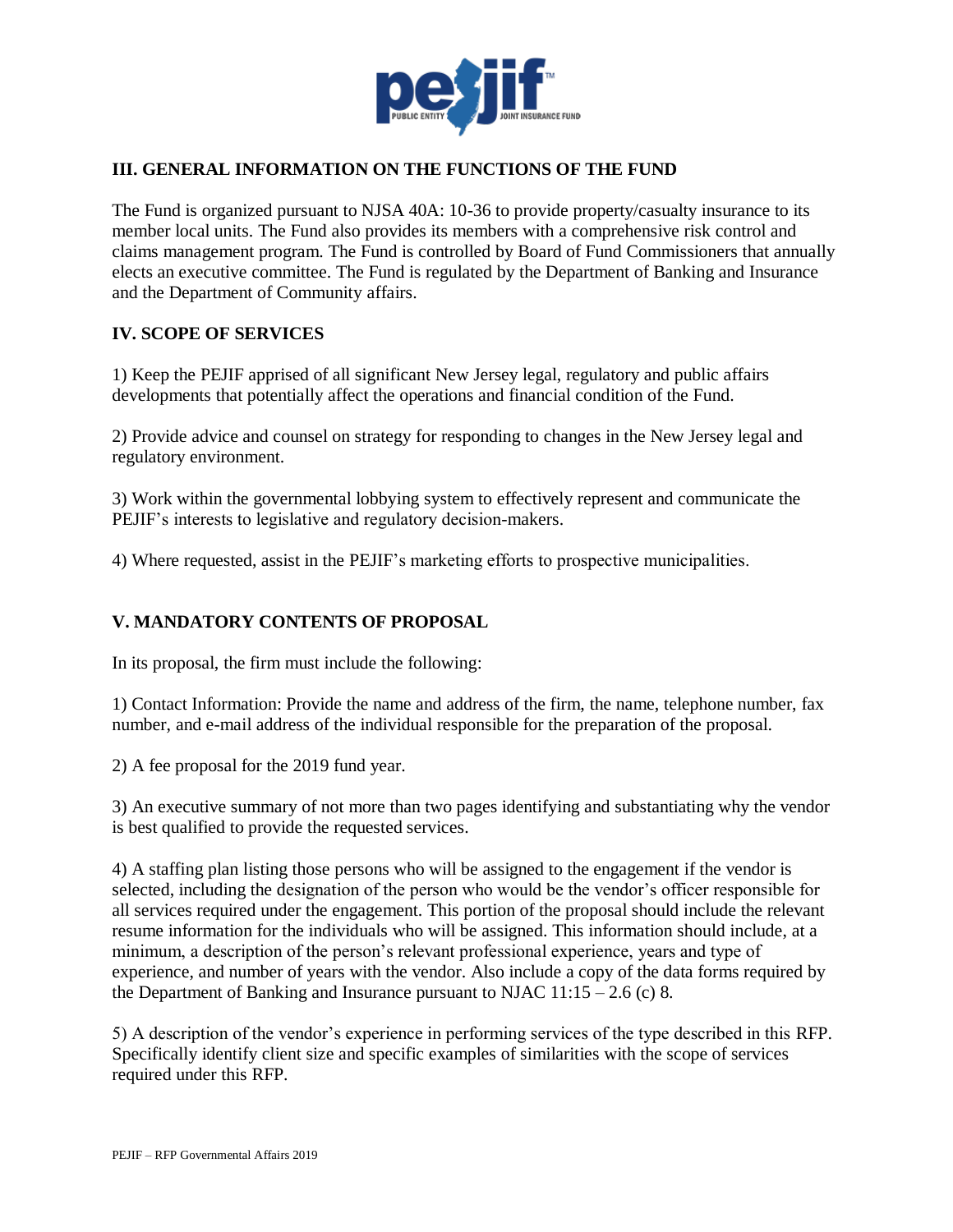## III. GENERAL INFORMATION ON THE FUNCTIONS OF THE FUND

The Fund is organized pursuant to NJSA 40A: 10-36 to provide property/casualty insurance to its member local units. The Fund also provides its members with a comprehensive risk control and claims management program. The Fund is controlled by Board of Fund Commissioners that annually elects an executive committee. The Fund is regulated by the Department of Banking and Insurance and the Department of Community affairs.

## IV. SCOPE OF SERVICES

1) Keep the PEJIF apprised of all significant New Jersey legal, regulatory and public affairs developments that potentially affect the operations and financial condition of the Fund.

2) Provide advice and counsel on strategy for responding to changes in the New Jersey legal and regulatory environment.

3) Work within the governmental lobbying system to effectively represent and communicate the PEJIF's interests to legislative and regulatory decision-makers.

4) Where requested, assist in the PEJIF's marketing efforts to prospective municipalities.

## V. MANDATORY CONTENTS OF PROPOSAL

In its proposal, the firm must include the following:

1) Contact Information: Provide the name and address of the firm, the name, telephone number, fax number, and e-mail address of the individual responsible for the preparation of the proposal.

2) A fee proposal for the 2019 fund year.

3) An executive summary of not more than two pages identifying and substantiating why the vendor is best qualified to provide the requested services.

4) A staffing plan listing those persons who will be assigned to the engagement if the vendor is selected, including the designation of the person who would be the vendor's officer responsible for all services required under the engagement. This portion of the proposal should include the relevant resume information for the individuals who will be assigned. This information should include, at a minimum, a description of the person's relevant professional experience, years and type of experience, and number of years with the vendor. Also include a copy of the data forms required by the Department of Banking and Insurance pursuant to NJAC 11:15 – 2.6 (c) 8.

5) A description of the vendor's experience in performing services of the type described in this RFP. Specifically identify client size and specific examples of similarities with the scope of services required under this RFP.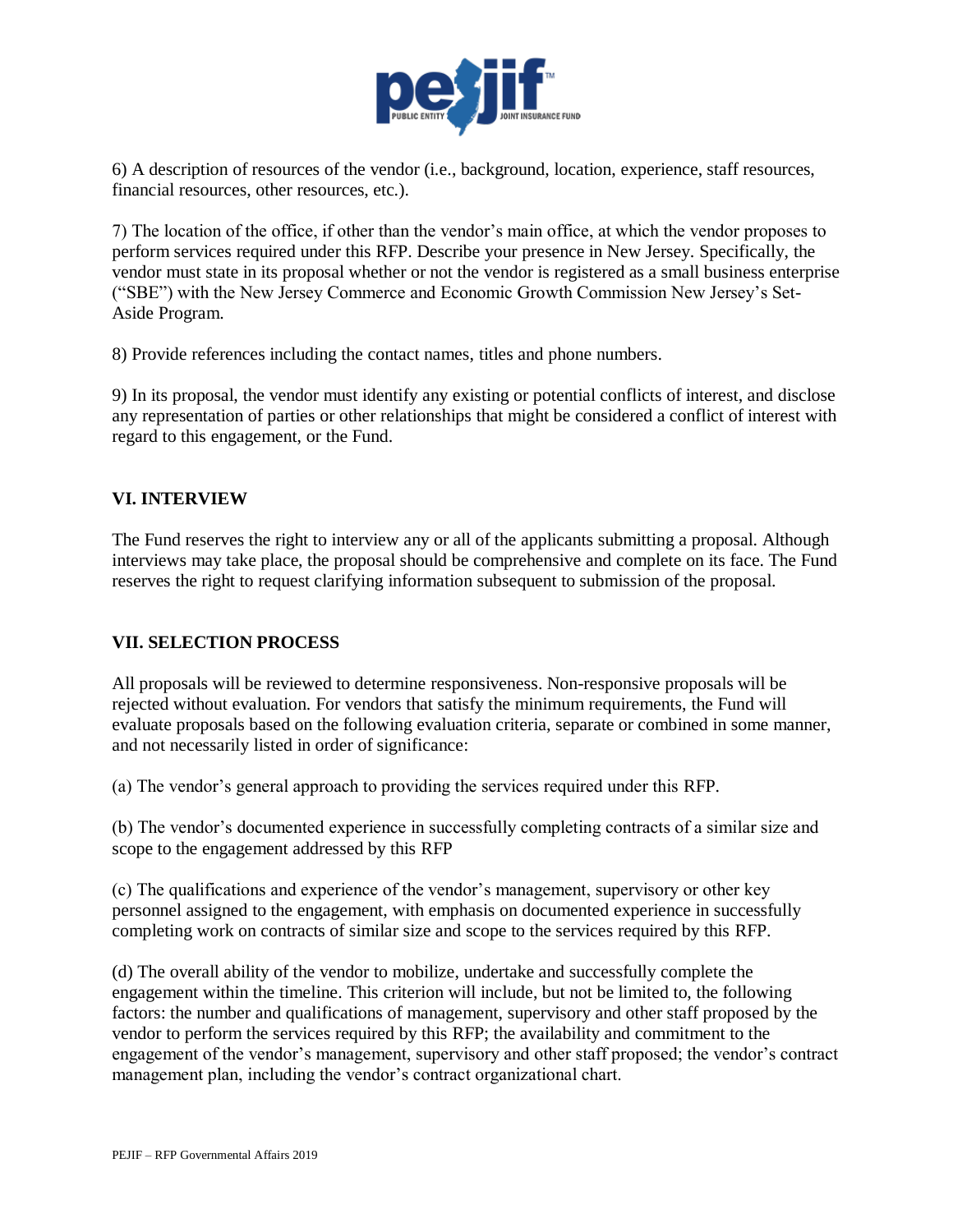6) A description of resources of the vendor (i.e., background, location, experience, staff resources, financial resources, other resources, etc.).

7) The location of the office, if other than the vendor's main office, at which the vendor proposes to perform services required under this RFP. Describe your presence in New Jersey. Specifically, the vendor must state in its proposal whether or not the vendor is registered as a small business enterprise ("SBE") with the New Jersey Commerce and Economic Growth Commission New Jersey's Set-Aside Program.

8) Provide references including the contact names, titles and phone numbers.

9) In its proposal, the vendor must identify any existing or potential conflicts of interest, and disclose any representation of parties or other relationships that might be considered a conflict of interest with regard to this engagement, or the Fund.

## VI. INTERVIEW

The Fund reserves the right to interview any or all of the applicants submitting a proposal. Although interviews may take place, the proposal should be comprehensive and complete on its face. The Fund reserves the right to request clarifying information subsequent to submission of the proposal.

## VII. SELECTION PROCESS

All proposals will be reviewed to determine responsiveness. Non-responsive proposals will be rejected without evaluation. For vendors that satisfy the minimum requirements, the Fund will evaluate proposals based on the following evaluation criteria, separate or combined in some manner, and not necessarily listed in order of significance:

(a) The vendor's general approach to providing the services required under this RFP.

(b) The vendor's documented experience in successfully completing contracts of a similar size and scope to the engagement addressed by this RFP

(c) The qualifications and experience of the vendor's management, supervisory or other key personnel assigned to the engagement, with emphasis on documented experience in successfully completing work on contracts of similar size and scope to the services required by this RFP.

(d) The overall ability of the vendor to mobilize, undertake and successfully complete the engagement within the timeline. This criterion will include, but not be limited to, the following factors: the number and qualifications of management, supervisory and other staff proposed by the vendor to perform the services required by this RFP; the availability and commitment to the engagement of the vendor's management, supervisory and other staff proposed; the vendor's contract management plan, including the vendor's contract organizational chart.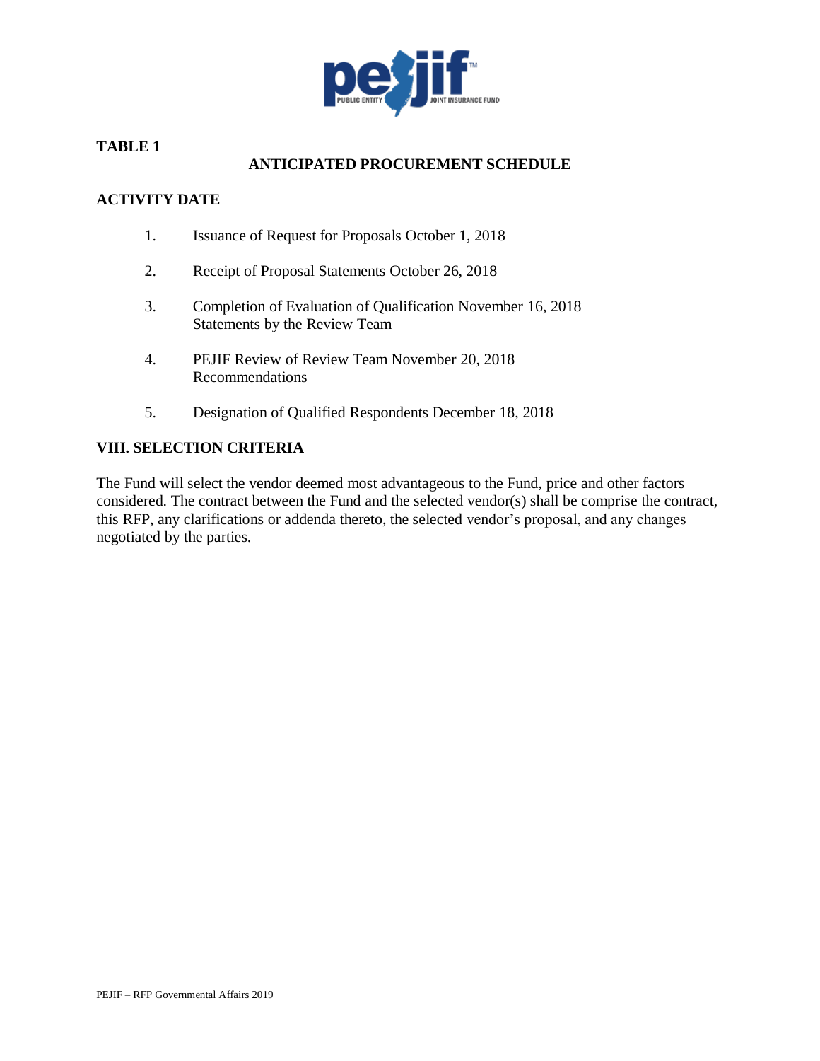**TABLE 1**

**ANTICIPATED PROCUREMENT SCHEDULE**

**ACTIVITY DATE**

1. Issuance of Request for Proposals October 1, 2018

2. Receipt of Proposal Statements October 26, 2018

3. Completion of Evaluation of Qualification November 16, 2018
   Statements by the Review Team

4. PEJIF Review of Review Team November 20, 2018
   Recommendations

5. Designation of Qualified Respondents December 18, 2018

## VIII. SELECTION CRITERIA

The Fund will select the vendor deemed most advantageous to the Fund, price and other factors considered. The contract between the Fund and the selected vendor(s) shall be comprise the contract, this RFP, any clarifications or addenda thereto, the selected vendor's proposal, and any changes negotiated by the parties.